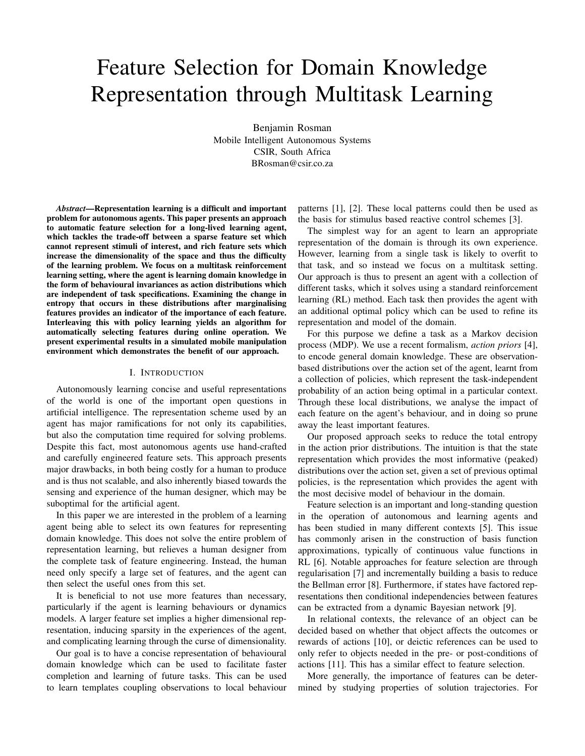# Feature Selection for Domain Knowledge Representation through Multitask Learning

Benjamin Rosman
Mobile Intelligent Autonomous Systems
CSIR, South Africa
BRosman@csir.co.za

***Abstract*—Representation learning is a difficult and important problem for autonomous agents. This paper presents an approach to automatic feature selection for a long-lived learning agent, which tackles the trade-off between a sparse feature set which cannot represent stimuli of interest, and rich feature sets which increase the dimensionality of the space and thus the difficulty of the learning problem. We focus on a multitask reinforcement learning setting, where the agent is learning domain knowledge in the form of behavioural invariances as action distributions which are independent of task specifications. Examining the change in entropy that occurs in these distributions after marginalising features provides an indicator of the importance of each feature. Interleaving this with policy learning yields an algorithm for automatically selecting features during online operation. We present experimental results in a simulated mobile manipulation environment which demonstrates the benefit of our approach.**

## I. Introduction

Autonomously learning concise and useful representations of the world is one of the important open questions in artificial intelligence. The representation scheme used by an agent has major ramifications for not only its capabilities, but also the computation time required for solving problems. Despite this fact, most autonomous agents use hand-crafted and carefully engineered feature sets. This approach presents major drawbacks, in both being costly for a human to produce and is thus not scalable, and also inherently biased towards the sensing and experience of the human designer, which may be suboptimal for the artificial agent.

In this paper we are interested in the problem of a learning agent being able to select its own features for representing domain knowledge. This does not solve the entire problem of representation learning, but relieves a human designer from the complete task of feature engineering. Instead, the human need only specify a large set of features, and the agent can then select the useful ones from this set.

It is beneficial to not use more features than necessary, particularly if the agent is learning behaviours or dynamics models. A larger feature set implies a higher dimensional representation, inducing sparsity in the experiences of the agent, and complicating learning through the curse of dimensionality.

Our goal is to have a concise representation of behavioural domain knowledge which can be used to facilitate faster completion and learning of future tasks. This can be used to learn templates coupling observations to local behaviour patterns [1], [2]. These local patterns could then be used as the basis for stimulus based reactive control schemes [3].

The simplest way for an agent to learn an appropriate representation of the domain is through its own experience. However, learning from a single task is likely to overfit to that task, and so instead we focus on a multitask setting. Our approach is thus to present an agent with a collection of different tasks, which it solves using a standard reinforcement learning (RL) method. Each task then provides the agent with an additional optimal policy which can be used to refine its representation and model of the domain.

For this purpose we define a task as a Markov decision process (MDP). We use a recent formalism, *action priors* [4], to encode general domain knowledge. These are observation-based distributions over the action set of the agent, learnt from a collection of policies, which represent the task-independent probability of an action being optimal in a particular context. Through these local distributions, we analyse the impact of each feature on the agent's behaviour, and in doing so prune away the least important features.

Our proposed approach seeks to reduce the total entropy in the action prior distributions. The intuition is that the state representation which provides the most informative (peaked) distributions over the action set, given a set of previous optimal policies, is the representation which provides the agent with the most decisive model of behaviour in the domain.

Feature selection is an important and long-standing question in the operation of autonomous and learning agents and has been studied in many different contexts [5]. This issue has commonly arisen in the construction of basis function approximations, typically of continuous value functions in RL [6]. Notable approaches for feature selection are through regularisation [7] and incrementally building a basis to reduce the Bellman error [8]. Furthermore, if states have factored representations then conditional independencies between features can be extracted from a dynamic Bayesian network [9].

In relational contexts, the relevance of an object can be decided based on whether that object affects the outcomes or rewards of actions [10], or deictic references can be used to only refer to objects needed in the pre- or post-conditions of actions [11]. This has a similar effect to feature selection.

More generally, the importance of features can be determined by studying properties of solution trajectories. For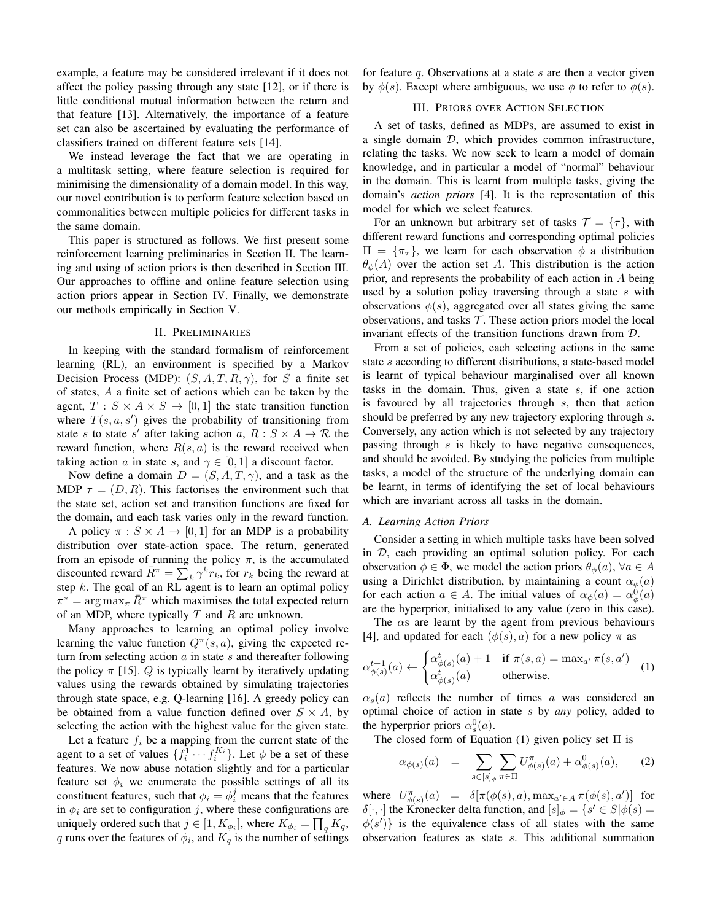example, a feature may be considered irrelevant if it does not affect the policy passing through any state [12], or if there is little conditional mutual information between the return and that feature [13]. Alternatively, the importance of a feature set can also be ascertained by evaluating the performance of classifiers trained on different feature sets [14].

We instead leverage the fact that we are operating in a multitask setting, where feature selection is required for minimising the dimensionality of a domain model. In this way, our novel contribution is to perform feature selection based on commonalities between multiple policies for different tasks in the same domain.

This paper is structured as follows. We first present some reinforcement learning preliminaries in Section II. The learning and using of action priors is then described in Section III. Our approaches to offline and online feature selection using action priors appear in Section IV. Finally, we demonstrate our methods empirically in Section V.

## II. Preliminaries

In keeping with the standard formalism of reinforcement learning (RL), an environment is specified by a Markov Decision Process (MDP): $(S, A, T, R, \gamma)$, for $S$ a finite set of states, $A$ a finite set of actions which can be taken by the agent, $T : S \times A \times S \rightarrow [0, 1]$ the state transition function where $T(s, a, s')$ gives the probability of transitioning from state $s$ to state $s'$ after taking action $a$, $R : S \times A \rightarrow \mathcal{R}$ the reward function, where $R(s, a)$ is the reward received when taking action $a$ in state $s$, and $\gamma \in [0, 1]$ a discount factor.

Now define a domain $D = (S, A, T, \gamma)$, and a task as the MDP $\tau = (D, R)$. This factorises the environment such that the state set, action set and transition functions are fixed for the domain, and each task varies only in the reward function.

A policy $\pi : S \times A \rightarrow [0, 1]$ for an MDP is a probability distribution over state-action space. The return, generated from an episode of running the policy $\pi$, is the accumulated discounted reward $\bar{R}^{\pi} = \sum_k \gamma^k r_k$, for $r_k$ being the reward at step $k$. The goal of an RL agent is to learn an optimal policy $\pi^* = \arg\max_{\pi} \bar{R}^{\pi}$ which maximises the total expected return of an MDP, where typically $T$ and $R$ are unknown.

Many approaches to learning an optimal policy involve learning the value function $Q^{\pi}(s, a)$, giving the expected return from selecting action $a$ in state $s$ and thereafter following the policy $\pi$ [15]. $Q$ is typically learnt by iteratively updating values using the rewards obtained by simulating trajectories through state space, e.g. Q-learning [16]. A greedy policy can be obtained from a value function defined over $S \times A$, by selecting the action with the highest value for the given state.

Let a feature $f_i$ be a mapping from the current state of the agent to a set of values $\{f_i^1 \cdots f_i^{K_i}\}$. Let $\phi$ be a set of these features. We now abuse notation slightly and for a particular feature set $\phi_i$ we enumerate the possible settings of all its constituent features, such that $\phi_i = \phi_i^j$ means that the features in $\phi_i$ are set to configuration $j$, where these configurations are uniquely ordered such that $j \in [1, K_{\phi_i}]$, where $K_{\phi_i} = \prod_q K_q$, $q$ runs over the features of $\phi_i$, and $K_q$ is the number of settings for feature $q$. Observations at a state $s$ are then a vector given by $\phi(s)$. Except where ambiguous, we use $\phi$ to refer to $\phi(s)$.

## III. Priors over Action Selection

A set of tasks, defined as MDPs, are assumed to exist in a single domain $\mathcal{D}$, which provides common infrastructure, relating the tasks. We now seek to learn a model of domain knowledge, and in particular a model of "normal" behaviour in the domain. This is learnt from multiple tasks, giving the domain's *action priors* [4]. It is the representation of this model for which we select features.

For an unknown but arbitrary set of tasks $\mathcal{T} = \{\tau\}$, with different reward functions and corresponding optimal policies $\Pi = \{\pi_{\tau}\}$, we learn for each observation $\phi$ a distribution $\theta_{\phi}(A)$ over the action set $A$. This distribution is the action prior, and represents the probability of each action in $A$ being used by a solution policy traversing through a state $s$ with observations $\phi(s)$, aggregated over all states giving the same observations, and tasks $\mathcal{T}$. These action priors model the local invariant effects of the transition functions drawn from $\mathcal{D}$.

From a set of policies, each selecting actions in the same state $s$ according to different distributions, a state-based model is learnt of typical behaviour marginalised over all known tasks in the domain. Thus, given a state $s$, if one action is favoured by all trajectories through $s$, then that action should be preferred by any new trajectory exploring through $s$. Conversely, any action which is not selected by any trajectory passing through $s$ is likely to have negative consequences, and should be avoided. By studying the policies from multiple tasks, a model of the structure of the underlying domain can be learnt, in terms of identifying the set of local behaviours which are invariant across all tasks in the domain.

### A. Learning Action Priors

Consider a setting in which multiple tasks have been solved in $\mathcal{D}$, each providing an optimal solution policy. For each observation $\phi \in \Phi$, we model the action priors $\theta_{\phi}(a)$, $\forall a \in A$ using a Dirichlet distribution, by maintaining a count $\alpha_{\phi}(a)$ for each action $a \in A$. The initial values of $\alpha_{\phi}(a) = \alpha_{\phi}^0(a)$ are the hyperprior, initialised to any value (zero in this case).

The $\alpha$s are learnt by the agent from previous behaviours [4], and updated for each $(\phi(s), a)$ for a new policy $\pi$ as

$$\alpha_{\phi(s)}^{t+1}(a) \leftarrow \begin{cases} \alpha_{\phi(s)}^{t}(a) + 1 & \text{if } \pi(s, a) = \max_{a'} \pi(s, a') \\ \alpha_{\phi(s)}^{t}(a) & \text{otherwise.} \end{cases} \quad (1)$$

$\alpha_s(a)$ reflects the number of times $a$ was considered an optimal choice of action in state $s$ by *any* policy, added to the hyperprior priors $\alpha_s^0(a)$.

The closed form of Equation (1) given policy set $\Pi$ is

$$\alpha_{\phi(s)}(a) = \sum_{s \in [s]_{\phi}} \sum_{\pi \in \Pi} U_{\phi(s)}^{\pi}(a) + \alpha_{\phi(s)}^0(a), \quad (2)$$

where $U_{\phi(s)}^{\pi}(a) = \delta[\pi(\phi(s), a), \max_{a' \in A} \pi(\phi(s), a')]$ for $\delta[\cdot, \cdot]$ the Kronecker delta function, and $[s]_{\phi} = \{s' \in S | \phi(s) = \phi(s')\}$ is the equivalence class of all states with the same observation features as state $s$. This additional summation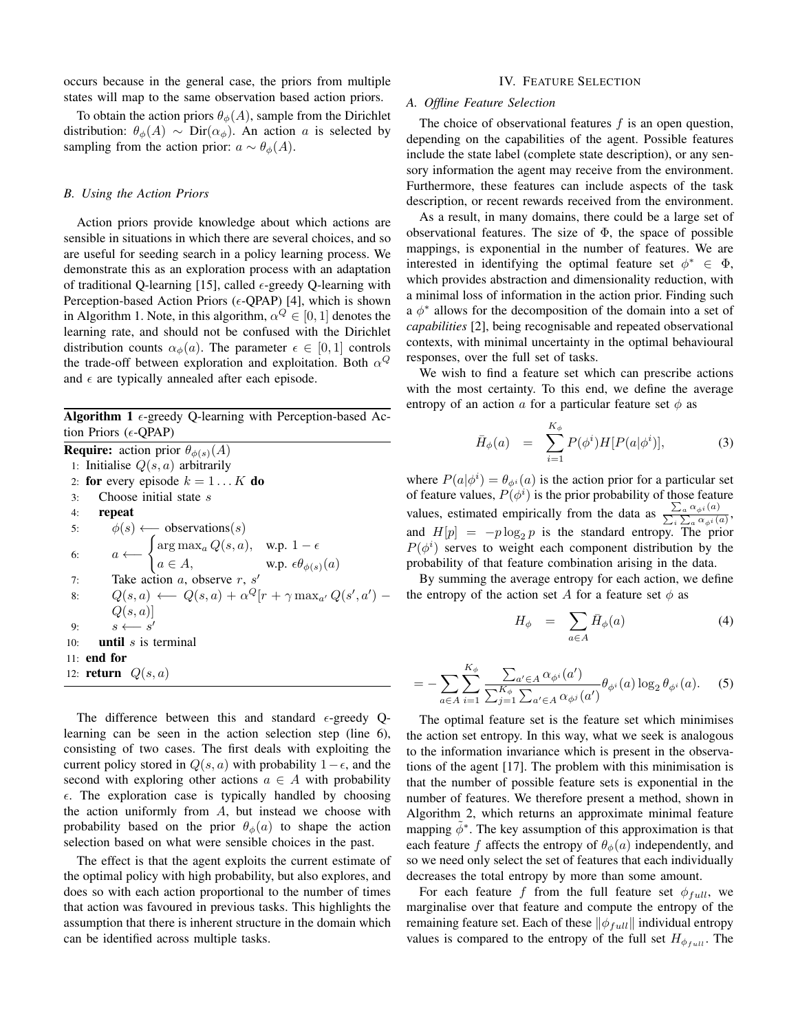occurs because in the general case, the priors from multiple states will map to the same observation based action priors.

To obtain the action priors $\theta_\phi(A)$, sample from the Dirichlet distribution: $\theta_\phi(A) \sim \text{Dir}(\alpha_\phi)$. An action $a$ is selected by sampling from the action prior: $a \sim \theta_\phi(A)$.

### B. Using the Action Priors

Action priors provide knowledge about which actions are sensible in situations in which there are several choices, and so are useful for seeding search in a policy learning process. We demonstrate this as an exploration process with an adaptation of traditional Q-learning [15], called $\epsilon$-greedy Q-learning with Perception-based Action Priors ($\epsilon$-QPAP) [4], which is shown in Algorithm 1. Note, in this algorithm, $\alpha^Q \in [0, 1]$ denotes the learning rate, and should not be confused with the Dirichlet distribution counts $\alpha_\phi(a)$. The parameter $\epsilon \in [0, 1]$ controls the trade-off between exploration and exploitation. Both $\alpha^Q$ and $\epsilon$ are typically annealed after each episode.

**Algorithm 1** $\epsilon$-greedy Q-learning with Perception-based Action Priors ($\epsilon$-QPAP)

**Require:** action prior $\theta_{\phi(s)}(A)$
1: Initialise $Q(s, a)$ arbitrarily
2: **for** every episode $k = 1 \dots K$ **do**
3: Choose initial state $s$
4: **repeat**
5: $\phi(s) \longleftarrow$ observations($s$)
6: $a \longleftarrow \begin{cases} \arg\max_a Q(s, a), & \text{w.p. } 1 - \epsilon \\ a \in A, & \text{w.p. } \epsilon\theta_{\phi(s)}(a) \end{cases}$
7: Take action $a$, observe $r$, $s'$
8: $Q(s, a) \longleftarrow Q(s, a) + \alpha^Q[r + \gamma \max_{a'} Q(s', a') - Q(s, a)]$
9: $s \longleftarrow s'$
10: **until** $s$ is terminal
11: **end for**
12: **return** $Q(s, a)$

The difference between this and standard $\epsilon$-greedy Q-learning can be seen in the action selection step (line 6), consisting of two cases. The first deals with exploiting the current policy stored in $Q(s, a)$ with probability $1 - \epsilon$, and the second with exploring other actions $a \in A$ with probability $\epsilon$. The exploration case is typically handled by choosing the action uniformly from $A$, but instead we choose with probability based on the prior $\theta_\phi(a)$ to shape the action selection based on what were sensible choices in the past.

The effect is that the agent exploits the current estimate of the optimal policy with high probability, but also explores, and does so with each action proportional to the number of times that action was favoured in previous tasks. This highlights the assumption that there is inherent structure in the domain which can be identified across multiple tasks.

## IV. Feature Selection

### A. Offline Feature Selection

The choice of observational features $f$ is an open question, depending on the capabilities of the agent. Possible features include the state label (complete state description), or any sensory information the agent may receive from the environment. Furthermore, these features can include aspects of the task description, or recent rewards received from the environment.

As a result, in many domains, there could be a large set of observational features. The size of $\Phi$, the space of possible mappings, is exponential in the number of features. We are interested in identifying the optimal feature set $\phi^* \in \Phi$, which provides abstraction and dimensionality reduction, with a minimal loss of information in the action prior. Finding such a $\phi^*$ allows for the decomposition of the domain into a set of *capabilities* [2], being recognisable and repeated observational contexts, with minimal uncertainty in the optimal behavioural responses, over the full set of tasks.

We wish to find a feature set which can prescribe actions with the most certainty. To this end, we define the average entropy of an action $a$ for a particular feature set $\phi$ as

$$\bar{H}_\phi(a) = \sum_{i=1}^{K_\phi} P(\phi^i) H[P(a|\phi^i)], \tag{3}$$

where $P(a|\phi^i) = \theta_{\phi^i}(a)$ is the action prior for a particular set of feature values, $P(\phi^i)$ is the prior probability of those feature values, estimated empirically from the data as $\frac{\sum_a \alpha_{\phi^i}(a)}{\sum_i \sum_a \alpha_{\phi^i}(a)}$, and $H[p] = -p \log_2 p$ is the standard entropy. The prior $P(\phi^i)$ serves to weight each component distribution by the probability of that feature combination arising in the data.

By summing the average entropy for each action, we define the entropy of the action set $A$ for a feature set $\phi$ as

$$H_\phi = \sum_{a \in A} \bar{H}_\phi(a) \tag{4}$$

$$= -\sum_{a \in A} \sum_{i=1}^{K_\phi} \frac{\sum_{a' \in A} \alpha_{\phi^i}(a')}{\sum_{j=1}^{K_\phi} \sum_{a' \in A} \alpha_{\phi^j}(a')} \theta_{\phi^i}(a) \log_2 \theta_{\phi^i}(a). \tag{5}$$

The optimal feature set is the feature set which minimises the action set entropy. In this way, what we seek is analogous to the information invariance which is present in the observations of the agent [17]. The problem with this minimisation is that the number of possible feature sets is exponential in the number of features. We therefore present a method, shown in Algorithm 2, which returns an approximate minimal feature mapping $\tilde{\phi}^*$. The key assumption of this approximation is that each feature $f$ affects the entropy of $\theta_\phi(a)$ independently, and so we need only select the set of features that each individually decreases the total entropy by more than some amount.

For each feature $f$ from the full feature set $\phi_{full}$, we marginalise over that feature and compute the entropy of the remaining feature set. Each of these $\|\phi_{full}\|$ individual entropy values is compared to the entropy of the full set $H_{\phi_{full}}$. The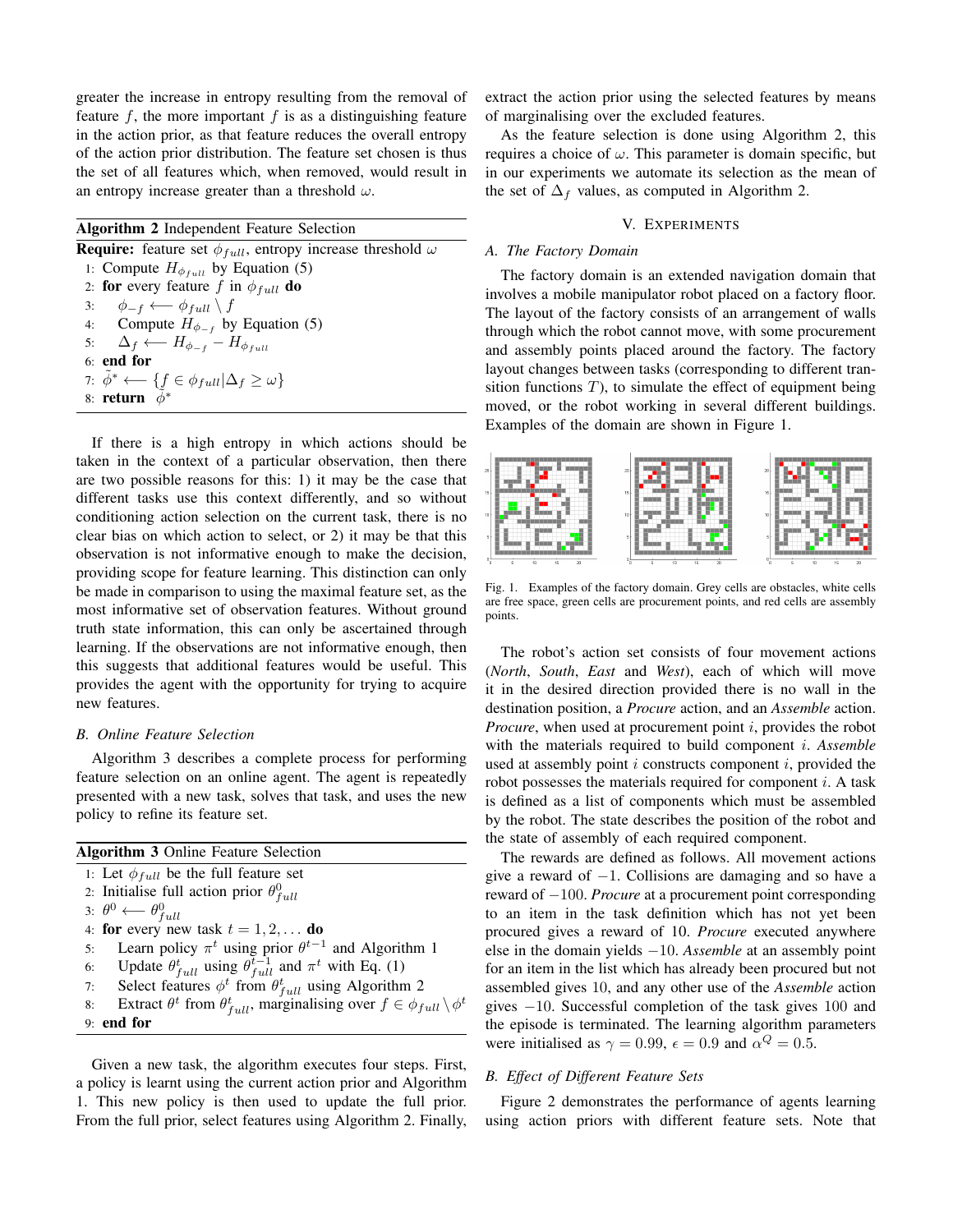greater the increase in entropy resulting from the removal of feature $f$, the more important $f$ is as a distinguishing feature in the action prior, as that feature reduces the overall entropy of the action prior distribution. The feature set chosen is thus the set of all features which, when removed, would result in an entropy increase greater than a threshold $\omega$.

**Algorithm 2** Independent Feature Selection

**Require:** feature set $\phi_{full}$, entropy increase threshold $\omega$

1: Compute $H_{\phi_{full}}$ by Equation (5)
2: **for** every feature $f$ in $\phi_{full}$ **do**
3: $\quad\phi_{-f} \longleftarrow \phi_{full} \setminus f$
4: $\quad$Compute $H_{\phi_{-f}}$ by Equation (5)
5: $\quad\Delta_f \longleftarrow H_{\phi_{-f}} - H_{\phi_{full}}$
6: **end for**
7: $\tilde{\phi}^* \longleftarrow \{f \in \phi_{full} | \Delta_f \geq \omega\}$
8: **return** $\tilde{\phi}^*$

If there is a high entropy in which actions should be taken in the context of a particular observation, then there are two possible reasons for this: 1) it may be the case that different tasks use this context differently, and so without conditioning action selection on the current task, there is no clear bias on which action to select, or 2) it may be that this observation is not informative enough to make the decision, providing scope for feature learning. This distinction can only be made in comparison to using the maximal feature set, as the most informative set of observation features. Without ground truth state information, this can only be ascertained through learning. If the observations are not informative enough, then this suggests that additional features would be useful. This provides the agent with the opportunity for trying to acquire new features.

### B. Online Feature Selection

Algorithm 3 describes a complete process for performing feature selection on an online agent. The agent is repeatedly presented with a new task, solves that task, and uses the new policy to refine its feature set.

**Algorithm 3** Online Feature Selection

1: Let $\phi_{full}$ be the full feature set
2: Initialise full action prior $\theta^0_{full}$
3: $\theta^0 \longleftarrow \theta^0_{full}$
4: **for** every new task $t = 1, 2, \dots$ **do**
5: $\quad$Learn policy $\pi^t$ using prior $\theta^{t-1}$ and Algorithm 1
6: $\quad$Update $\theta^t_{full}$ using $\theta^{t-1}_{full}$ and $\pi^t$ with Eq. (1)
7: $\quad$Select features $\phi^t$ from $\theta^t_{full}$ using Algorithm 2
8: $\quad$Extract $\theta^t$ from $\theta^t_{full}$, marginalising over $f \in \phi_{full} \setminus \phi^t$
9: **end for**

Given a new task, the algorithm executes four steps. First, a policy is learnt using the current action prior and Algorithm 1. This new policy is then used to update the full prior. From the full prior, select features using Algorithm 2. Finally, extract the action prior using the selected features by means of marginalising over the excluded features.

As the feature selection is done using Algorithm 2, this requires a choice of $\omega$. This parameter is domain specific, but in our experiments we automate its selection as the mean of the set of $\Delta_f$ values, as computed in Algorithm 2.

## V. Experiments

### A. The Factory Domain

The factory domain is an extended navigation domain that involves a mobile manipulator robot placed on a factory floor. The layout of the factory consists of an arrangement of walls through which the robot cannot move, with some procurement and assembly points placed around the factory. The factory layout changes between tasks (corresponding to different transition functions $T$), to simulate the effect of equipment being moved, or the robot working in several different buildings. Examples of the domain are shown in Figure 1.

Fig. 1. Examples of the factory domain. Grey cells are obstacles, white cells are free space, green cells are procurement points, and red cells are assembly points.

The robot's action set consists of four movement actions (*North*, *South*, *East* and *West*), each of which will move it in the desired direction provided there is no wall in the destination position, a *Procure* action, and an *Assemble* action. *Procure*, when used at procurement point $i$, provides the robot with the materials required to build component $i$. *Assemble* used at assembly point $i$ constructs component $i$, provided the robot possesses the materials required for component $i$. A task is defined as a list of components which must be assembled by the robot. The state describes the position of the robot and the state of assembly of each required component.

The rewards are defined as follows. All movement actions give a reward of $-1$. Collisions are damaging and so have a reward of $-100$. *Procure* at a procurement point corresponding to an item in the task definition which has not yet been procured gives a reward of $10$. *Procure* executed anywhere else in the domain yields $-10$. *Assemble* at an assembly point for an item in the list which has already been procured but not assembled gives $10$, and any other use of the *Assemble* action gives $-10$. Successful completion of the task gives $100$ and the episode is terminated. The learning algorithm parameters were initialised as $\gamma = 0.99$, $\epsilon = 0.9$ and $\alpha^Q = 0.5$.

### B. Effect of Different Feature Sets

Figure 2 demonstrates the performance of agents learning using action priors with different feature sets. Note that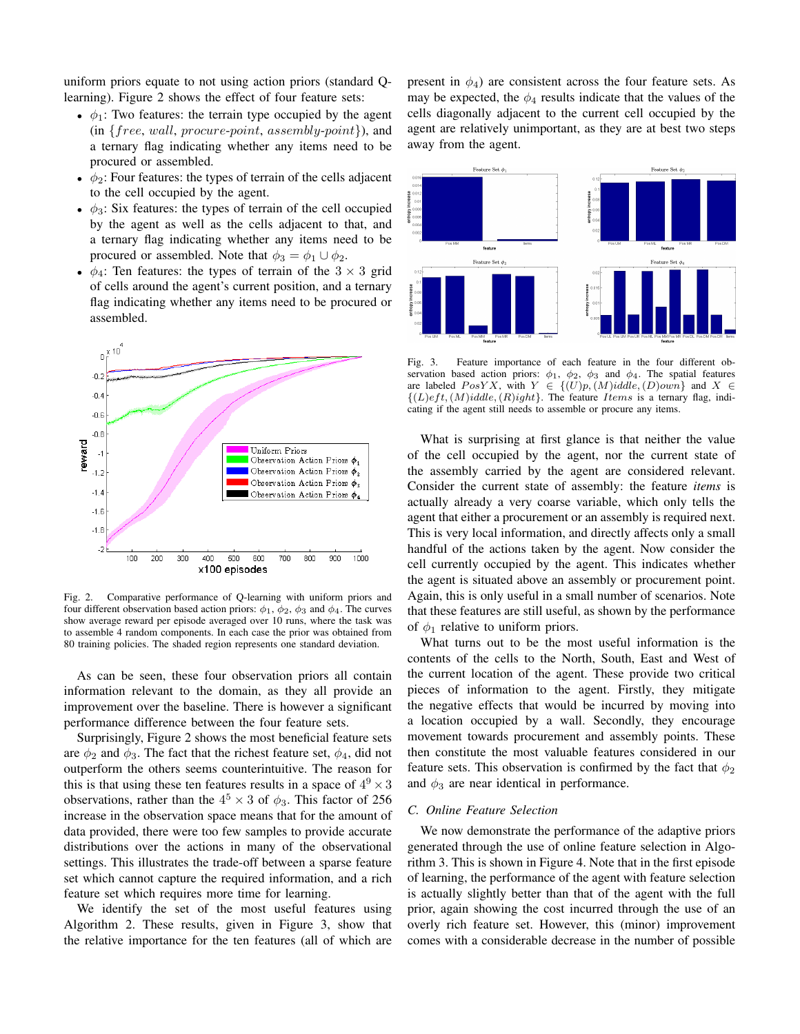uniform priors equate to not using action priors (standard Q-learning). Figure 2 shows the effect of four feature sets:

- $\phi_1$: Two features: the terrain type occupied by the agent (in $\{free, wall, procure\text{-}point, assembly\text{-}point\}$), and a ternary flag indicating whether any items need to be procured or assembled.
- $\phi_2$: Four features: the types of terrain of the cells adjacent to the cell occupied by the agent.
- $\phi_3$: Six features: the types of terrain of the cell occupied by the agent as well as the cells adjacent to that, and a ternary flag indicating whether any items need to be procured or assembled. Note that $\phi_3 = \phi_1 \cup \phi_2$.
- $\phi_4$: Ten features: the types of terrain of the $3 \times 3$ grid of cells around the agent's current position, and a ternary flag indicating whether any items need to be procured or assembled.

Fig. 2. Comparative performance of Q-learning with uniform priors and four different observation based action priors: $\phi_1$, $\phi_2$, $\phi_3$ and $\phi_4$. The curves show average reward per episode averaged over 10 runs, where the task was to assemble 4 random components. In each case the prior was obtained from 80 training policies. The shaded region represents one standard deviation.

As can be seen, these four observation priors all contain information relevant to the domain, as they all provide an improvement over the baseline. There is however a significant performance difference between the four feature sets.

Surprisingly, Figure 2 shows the most beneficial feature sets are $\phi_2$ and $\phi_3$. The fact that the richest feature set, $\phi_4$, did not outperform the others seems counterintuitive. The reason for this is that using these ten features results in a space of $4^9 \times 3$ observations, rather than the $4^5 \times 3$ of $\phi_3$. This factor of 256 increase in the observation space means that for the amount of data provided, there were too few samples to provide accurate distributions over the actions in many of the observational settings. This illustrates the trade-off between a sparse feature set which cannot capture the required information, and a rich feature set which requires more time for learning.

We identify the set of the most useful features using Algorithm 2. These results, given in Figure 3, show that the relative importance for the ten features (all of which are present in $\phi_4$) are consistent across the four feature sets. As may be expected, the $\phi_4$ results indicate that the values of the cells diagonally adjacent to the current cell occupied by the agent are relatively unimportant, as they are at best two steps away from the agent.

Fig. 3. Feature importance of each feature in the four different observation based action priors: $\phi_1$, $\phi_2$, $\phi_3$ and $\phi_4$. The spatial features are labeled $PosYX$, with $Y \in \{(U)p, (M)iddle, (D)own\}$ and $X \in \{(L)eft, (M)iddle, (R)ight\}$. The feature $Items$ is a ternary flag, indicating if the agent still needs to assemble or procure any items.

What is surprising at first glance is that neither the value of the cell occupied by the agent, nor the current state of the assembly carried by the agent are considered relevant. Consider the current state of assembly: the feature *items* is actually already a very coarse variable, which only tells the agent that either a procurement or an assembly is required next. This is very local information, and directly affects only a small handful of the actions taken by the agent. Now consider the cell currently occupied by the agent. This indicates whether the agent is situated above an assembly or procurement point. Again, this is only useful in a small number of scenarios. Note that these features are still useful, as shown by the performance of $\phi_1$ relative to uniform priors.

What turns out to be the most useful information is the contents of the cells to the North, South, East and West of the current location of the agent. These provide two critical pieces of information to the agent. Firstly, they mitigate the negative effects that would be incurred by moving into a location occupied by a wall. Secondly, they encourage movement towards procurement and assembly points. These then constitute the most valuable features considered in our feature sets. This observation is confirmed by the fact that $\phi_2$ and $\phi_3$ are near identical in performance.

### C. Online Feature Selection

We now demonstrate the performance of the adaptive priors generated through the use of online feature selection in Algorithm 3. This is shown in Figure 4. Note that in the first episode of learning, the performance of the agent with feature selection is actually slightly better than that of the agent with the full prior, again showing the cost incurred through the use of an overly rich feature set. However, this (minor) improvement comes with a considerable decrease in the number of possible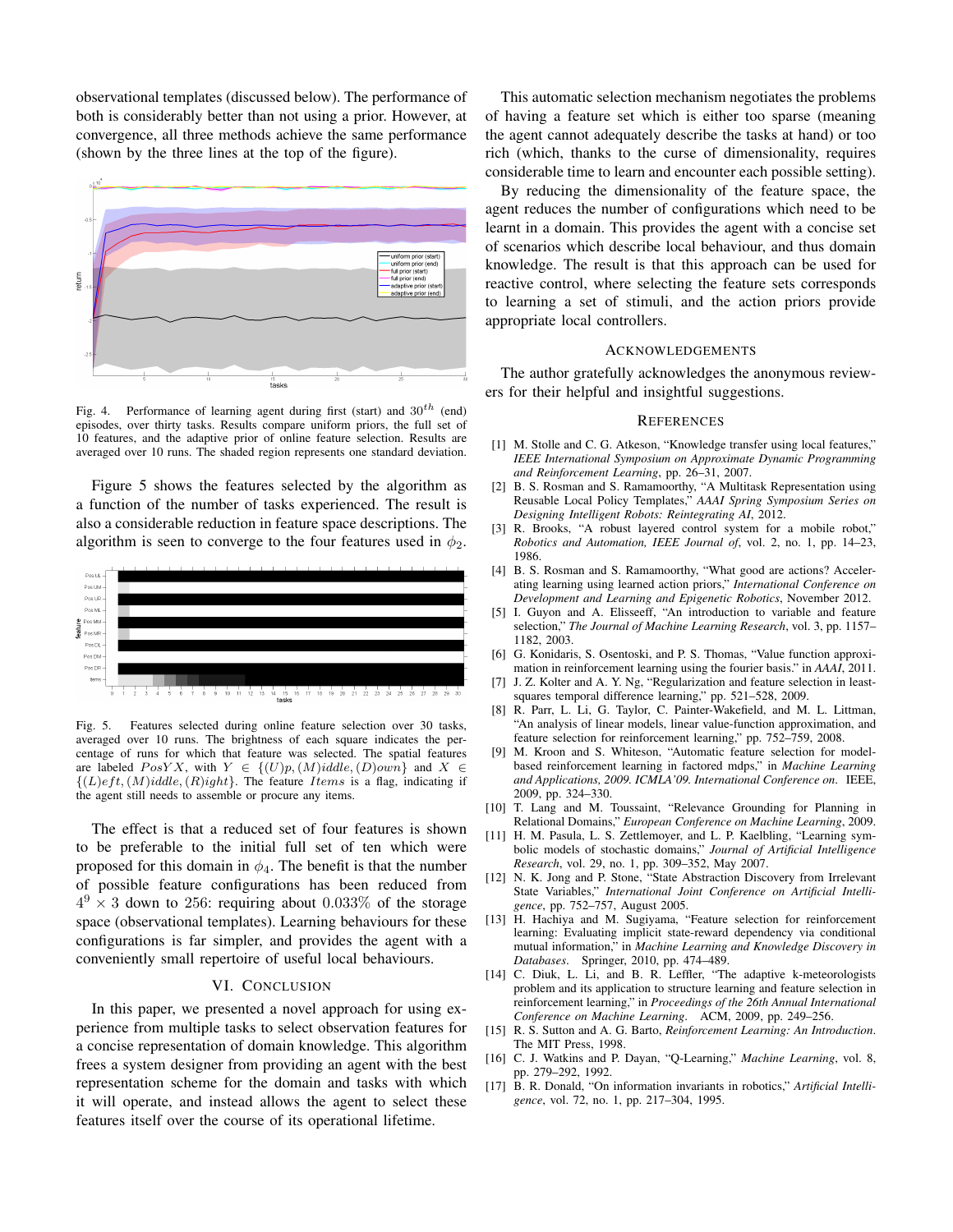observational templates (discussed below). The performance of both is considerably better than not using a prior. However, at convergence, all three methods achieve the same performance (shown by the three lines at the top of the figure).

Fig. 4. Performance of learning agent during first (start) and $30^{th}$ (end) episodes, over thirty tasks. Results compare uniform priors, the full set of 10 features, and the adaptive prior of online feature selection. Results are averaged over 10 runs. The shaded region represents one standard deviation.

Figure 5 shows the features selected by the algorithm as a function of the number of tasks experienced. The result is also a considerable reduction in feature space descriptions. The algorithm is seen to converge to the four features used in $\phi_2$.

Fig. 5. Features selected during online feature selection over 30 tasks, averaged over 10 runs. The brightness of each square indicates the percentage of runs for which that feature was selected. The spatial features are labeled $PosYX$, with $Y \in \{(U)p, (M)iddle, (D)own\}$ and $X \in \{(L)eft, (M)iddle, (R)ight\}$. The feature $Items$ is a flag, indicating if the agent still needs to assemble or procure any items.

The effect is that a reduced set of four features is shown to be preferable to the initial full set of ten which were proposed for this domain in $\phi_4$. The benefit is that the number of possible feature configurations has been reduced from $4^9 \times 3$ down to 256: requiring about 0.033% of the storage space (observational templates). Learning behaviours for these configurations is far simpler, and provides the agent with a conveniently small repertoire of useful local behaviours.

## VI. Conclusion

In this paper, we presented a novel approach for using experience from multiple tasks to select observation features for a concise representation of domain knowledge. This algorithm frees a system designer from providing an agent with the best representation scheme for the domain and tasks with which it will operate, and instead allows the agent to select these features itself over the course of its operational lifetime.

This automatic selection mechanism negotiates the problems of having a feature set which is either too sparse (meaning the agent cannot adequately describe the tasks at hand) or too rich (which, thanks to the curse of dimensionality, requires considerable time to learn and encounter each possible setting).

By reducing the dimensionality of the feature space, the agent reduces the number of configurations which need to be learnt in a domain. This provides the agent with a concise set of scenarios which describe local behaviour, and thus domain knowledge. The result is that this approach can be used for reactive control, where selecting the feature sets corresponds to learning a set of stimuli, and the action priors provide appropriate local controllers.

## Acknowledgements

The author gratefully acknowledges the anonymous reviewers for their helpful and insightful suggestions.

## References

[1] M. Stolle and C. G. Atkeson, "Knowledge transfer using local features," *IEEE International Symposium on Approximate Dynamic Programming and Reinforcement Learning*, pp. 26–31, 2007.

[2] B. S. Rosman and S. Ramamoorthy, "A Multitask Representation using Reusable Local Policy Templates," *AAAI Spring Symposium Series on Designing Intelligent Robots: Reintegrating AI*, 2012.

[3] R. Brooks, "A robust layered control system for a mobile robot," *Robotics and Automation, IEEE Journal of*, vol. 2, no. 1, pp. 14–23, 1986.

[4] B. S. Rosman and S. Ramamoorthy, "What good are actions? Accelerating learning using learned action priors," *International Conference on Development and Learning and Epigenetic Robotics*, November 2012.

[5] I. Guyon and A. Elisseeff, "An introduction to variable and feature selection," *The Journal of Machine Learning Research*, vol. 3, pp. 1157–1182, 2003.

[6] G. Konidaris, S. Osentoski, and P. S. Thomas, "Value function approximation in reinforcement learning using the fourier basis," in *AAAI*, 2011.

[7] J. Z. Kolter and A. Y. Ng, "Regularization and feature selection in least-squares temporal difference learning," pp. 521–528, 2009.

[8] R. Parr, L. Li, G. Taylor, C. Painter-Wakefield, and M. L. Littman, "An analysis of linear models, linear value-function approximation, and feature selection for reinforcement learning," pp. 752–759, 2008.

[9] M. Kroon and S. Whiteson, "Automatic feature selection for model-based reinforcement learning in factored mdps," in *Machine Learning and Applications, 2009. ICMLA'09. International Conference on*. IEEE, 2009, pp. 324–330.

[10] T. Lang and M. Toussaint, "Relevance Grounding for Planning in Relational Domains," *European Conference on Machine Learning*, 2009.

[11] H. M. Pasula, L. S. Zettlemoyer, and L. P. Kaelbling, "Learning symbolic models of stochastic domains," *Journal of Artificial Intelligence Research*, vol. 29, no. 1, pp. 309–352, May 2007.

[12] N. K. Jong and P. Stone, "State Abstraction Discovery from Irrelevant State Variables," *International Joint Conference on Artificial Intelligence*, pp. 752–757, August 2005.

[13] H. Hachiya and M. Sugiyama, "Feature selection for reinforcement learning: Evaluating implicit state-reward dependency via conditional mutual information," in *Machine Learning and Knowledge Discovery in Databases*. Springer, 2010, pp. 474–489.

[14] C. Diuk, L. Li, and B. R. Leffler, "The adaptive k-meteorologists problem and its application to structure learning and feature selection in reinforcement learning," in *Proceedings of the 26th Annual International Conference on Machine Learning*. ACM, 2009, pp. 249–256.

[15] R. S. Sutton and A. G. Barto, *Reinforcement Learning: An Introduction*. The MIT Press, 1998.

[16] C. J. Watkins and P. Dayan, "Q-Learning," *Machine Learning*, vol. 8, pp. 279–292, 1992.

[17] B. R. Donald, "On information invariants in robotics," *Artificial Intelligence*, vol. 72, no. 1, pp. 217–304, 1995.